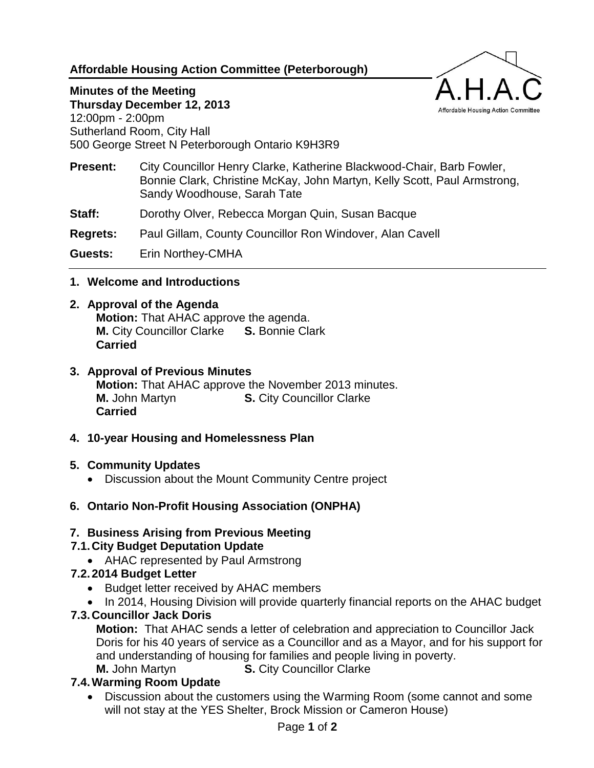**Affordable Housing Action Committee (Peterborough)**

**Minutes of the Meeting**
**Thursday December 12, 2013**
12:00pm - 2:00pm
Sutherland Room, City Hall
500 George Street N Peterborough Ontario K9H3R9

**Present:** City Councillor Henry Clarke, Katherine Blackwood-Chair, Barb Fowler, Bonnie Clark, Christine McKay, John Martyn, Kelly Scott, Paul Armstrong, Sandy Woodhouse, Sarah Tate

**Staff:** Dorothy Olver, Rebecca Morgan Quin, Susan Bacque

**Regrets:** Paul Gillam, County Councillor Ron Windover, Alan Cavell

**Guests:** Erin Northey-CMHA

## 1. Welcome and Introductions

## 2. Approval of the Agenda

**Motion:** That AHAC approve the agenda.
**M.** City Councillor Clarke **S.** Bonnie Clark
**Carried**

## 3. Approval of Previous Minutes

**Motion:** That AHAC approve the November 2013 minutes.
**M.** John Martyn **S.** City Councillor Clarke
**Carried**

## 4. 10-year Housing and Homelessness Plan

## 5. Community Updates

- Discussion about the Mount Community Centre project

## 6. Ontario Non-Profit Housing Association (ONPHA)

## 7. Business Arising from Previous Meeting

### 7.1. City Budget Deputation Update

- AHAC represented by Paul Armstrong

### 7.2. 2014 Budget Letter

- Budget letter received by AHAC members
- In 2014, Housing Division will provide quarterly financial reports on the AHAC budget

### 7.3. Councillor Jack Doris

**Motion:** That AHAC sends a letter of celebration and appreciation to Councillor Jack Doris for his 40 years of service as a Councillor and as a Mayor, and for his support for and understanding of housing for families and people living in poverty.
**M.** John Martyn **S.** City Councillor Clarke

### 7.4. Warming Room Update

- Discussion about the customers using the Warming Room (some cannot and some will not stay at the YES Shelter, Brock Mission or Cameron House)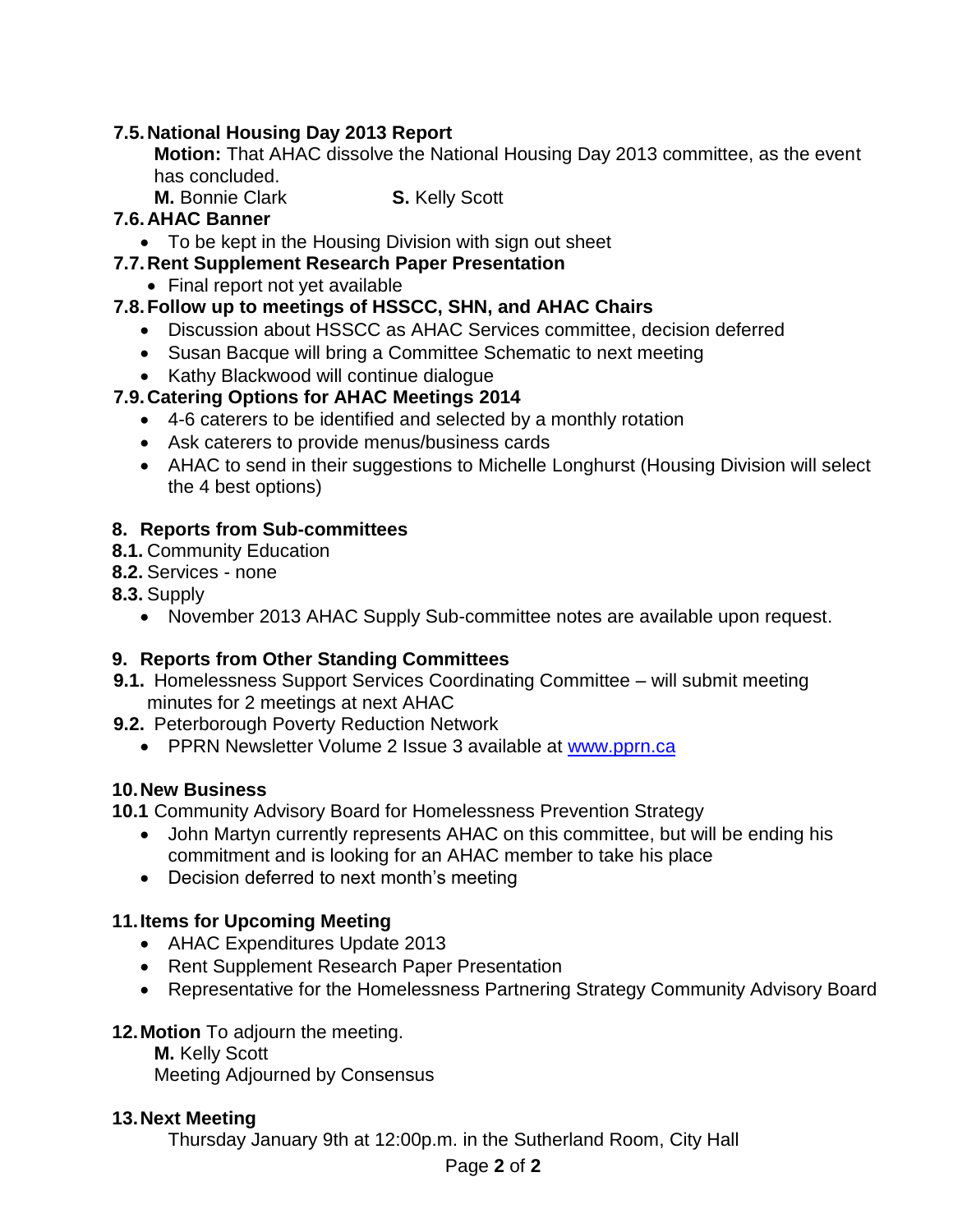### 7.5. National Housing Day 2013 Report

**Motion:** That AHAC dissolve the National Housing Day 2013 committee, as the event has concluded.

**M.** Bonnie Clark **S.** Kelly Scott

### 7.6. AHAC Banner

- To be kept in the Housing Division with sign out sheet

### 7.7. Rent Supplement Research Paper Presentation

- Final report not yet available

### 7.8. Follow up to meetings of HSSCC, SHN, and AHAC Chairs

- Discussion about HSSCC as AHAC Services committee, decision deferred
- Susan Bacque will bring a Committee Schematic to next meeting
- Kathy Blackwood will continue dialogue

### 7.9. Catering Options for AHAC Meetings 2014

- 4-6 caterers to be identified and selected by a monthly rotation
- Ask caterers to provide menus/business cards
- AHAC to send in their suggestions to Michelle Longhurst (Housing Division will select the 4 best options)

## 8. Reports from Sub-committees

**8.1.** Community Education

**8.2.** Services - none

**8.3.** Supply

- November 2013 AHAC Supply Sub-committee notes are available upon request.

## 9. Reports from Other Standing Committees

**9.1.** Homelessness Support Services Coordinating Committee – will submit meeting minutes for 2 meetings at next AHAC

**9.2.** Peterborough Poverty Reduction Network

- PPRN Newsletter Volume 2 Issue 3 available at [www.pprn.ca](http://www.pprn.ca)

## 10. New Business

**10.1** Community Advisory Board for Homelessness Prevention Strategy

- John Martyn currently represents AHAC on this committee, but will be ending his commitment and is looking for an AHAC member to take his place
- Decision deferred to next month's meeting

## 11. Items for Upcoming Meeting

- AHAC Expenditures Update 2013
- Rent Supplement Research Paper Presentation
- Representative for the Homelessness Partnering Strategy Community Advisory Board

## 12. Motion To adjourn the meeting.

**M.** Kelly Scott

Meeting Adjourned by Consensus

## 13. Next Meeting

Thursday January 9th at 12:00p.m. in the Sutherland Room, City Hall